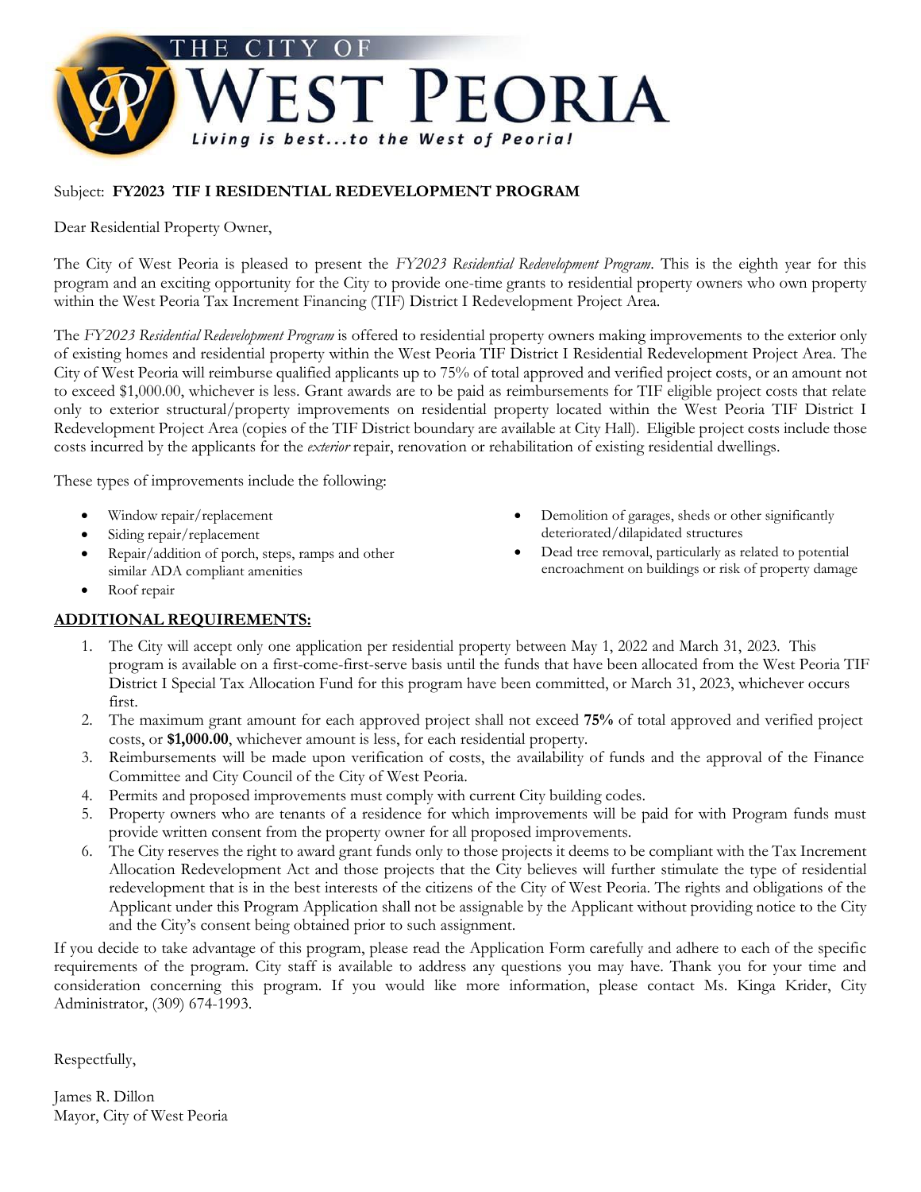# THE CITY OF WEST PEORIA

*Living is best...to the West of Peoria!*

Subject: **FY2023 TIF I RESIDENTIAL REDEVELOPMENT PROGRAM**

Dear Residential Property Owner,

The City of West Peoria is pleased to present the *FY2023 Residential Redevelopment Program*. This is the eighth year for this program and an exciting opportunity for the City to provide one-time grants to residential property owners who own property within the West Peoria Tax Increment Financing (TIF) District I Redevelopment Project Area.

The *FY2023 Residential Redevelopment Program* is offered to residential property owners making improvements to the exterior only of existing homes and residential property within the West Peoria TIF District I Residential Redevelopment Project Area. The City of West Peoria will reimburse qualified applicants up to 75% of total approved and verified project costs, or an amount not to exceed $1,000.00, whichever is less. Grant awards are to be paid as reimbursements for TIF eligible project costs that relate only to exterior structural/property improvements on residential property located within the West Peoria TIF District I Redevelopment Project Area (copies of the TIF District boundary are available at City Hall). Eligible project costs include those costs incurred by the applicants for the *exterior* repair, renovation or rehabilitation of existing residential dwellings.

These types of improvements include the following:

- Window repair/replacement
- Siding repair/replacement
- Repair/addition of porch, steps, ramps and other similar ADA compliant amenities
- Roof repair
- Demolition of garages, sheds or other significantly deteriorated/dilapidated structures
- Dead tree removal, particularly as related to potential encroachment on buildings or risk of property damage

**ADDITIONAL REQUIREMENTS:**

1. The City will accept only one application per residential property between May 1, 2022 and March 31, 2023. This program is available on a first-come-first-serve basis until the funds that have been allocated from the West Peoria TIF District I Special Tax Allocation Fund for this program have been committed, or March 31, 2023, whichever occurs first.
2. The maximum grant amount for each approved project shall not exceed **75%** of total approved and verified project costs, or **$1,000.00**, whichever amount is less, for each residential property.
3. Reimbursements will be made upon verification of costs, the availability of funds and the approval of the Finance Committee and City Council of the City of West Peoria.
4. Permits and proposed improvements must comply with current City building codes.
5. Property owners who are tenants of a residence for which improvements will be paid for with Program funds must provide written consent from the property owner for all proposed improvements.
6. The City reserves the right to award grant funds only to those projects it deems to be compliant with the Tax Increment Allocation Redevelopment Act and those projects that the City believes will further stimulate the type of residential redevelopment that is in the best interests of the citizens of the City of West Peoria. The rights and obligations of the Applicant under this Program Application shall not be assignable by the Applicant without providing notice to the City and the City's consent being obtained prior to such assignment.

If you decide to take advantage of this program, please read the Application Form carefully and adhere to each of the specific requirements of the program. City staff is available to address any questions you may have. Thank you for your time and consideration concerning this program. If you would like more information, please contact Ms. Kinga Krider, City Administrator, (309) 674-1993.

Respectfully,

James R. Dillon
Mayor, City of West Peoria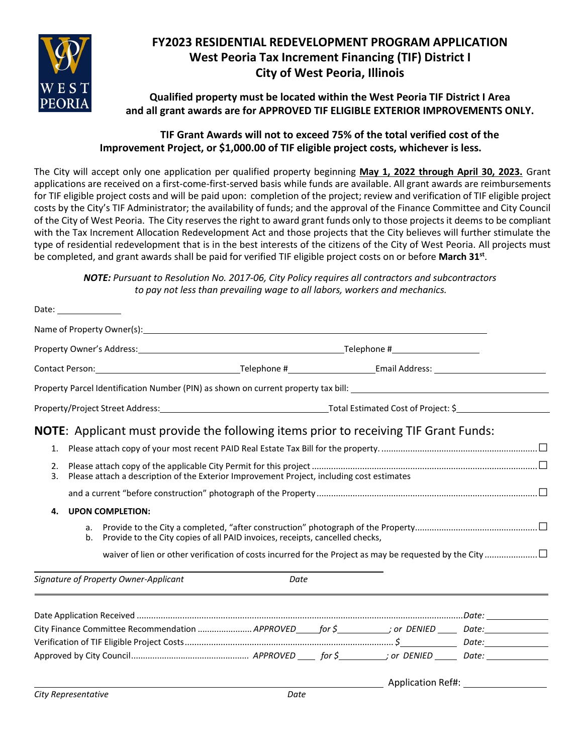# FY2023 RESIDENTIAL REDEVELOPMENT PROGRAM APPLICATION
## West Peoria Tax Increment Financing (TIF) District I
## City of West Peoria, Illinois

**Qualified property must be located within the West Peoria TIF District I Area and all grant awards are for APPROVED TIF ELIGIBLE EXTERIOR IMPROVEMENTS ONLY.**

**TIF Grant Awards will not to exceed 75% of the total verified cost of the Improvement Project, or $1,000.00 of TIF eligible project costs, whichever is less.**

The City will accept only one application per qualified property beginning **May 1, 2022 through April 30, 2023.** Grant applications are received on a first-come-first-served basis while funds are available. All grant awards are reimbursements for TIF eligible project costs and will be paid upon: completion of the project; review and verification of TIF eligible project costs by the City's TIF Administrator; the availability of funds; and the approval of the Finance Committee and City Council of the City of West Peoria. The City reserves the right to award grant funds only to those projects it deems to be compliant with the Tax Increment Allocation Redevelopment Act and those projects that the City believes will further stimulate the type of residential redevelopment that is in the best interests of the citizens of the City of West Peoria. All projects must be completed, and grant awards shall be paid for verified TIF eligible project costs on or before **March 31st**.

***NOTE:*** *Pursuant to Resolution No. 2017-06, City Policy requires all contractors and subcontractors to pay not less than prevailing wage to all labors, workers and mechanics.*

Date: ______________

Name of Property Owner(s): ______________________________________________

Property Owner's Address: ______________________________ Telephone # ______________

Contact Person: ______________________ Telephone # ______________ Email Address: ______________

Property Parcel Identification Number (PIN) as shown on current property tax bill: ______________________

Property/Project Street Address: ______________________ Total Estimated Cost of Project: $ ______________

## NOTE: Applicant must provide the following items prior to receiving TIF Grant Funds:

1. Please attach copy of your most recent PAID Real Estate Tax Bill for the property. ☐
2. Please attach copy of the applicable City Permit for this project ☐
3. Please attach a description of the Exterior Improvement Project, including cost estimates and a current "before construction" photograph of the Property ☐
4. **UPON COMPLETION:**
   a. Provide to the City a completed, "after construction" photograph of the Property ☐
   b. Provide to the City copies of all PAID invoices, receipts, cancelled checks, waiver of lien or other verification of costs incurred for the Project as may be requested by the City ☐

______________________________________________
*Signature of Property Owner-Applicant* *Date*

---

Date Application Received ............................................................ *Date:* ______________

City Finance Committee Recommendation ............ *APPROVED* _____ *for $* __________ *; or DENIED* _____ *Date:* ______________

Verification of TIF Eligible Project Costs ............................................ $ __________ *Date:* ______________

Approved by City Council ............................ *APPROVED* _____ *for $* __________ *; or DENIED* _____ *Date:* ______________

______________________________________________ Application Ref#: ______________
*City Representative* *Date*